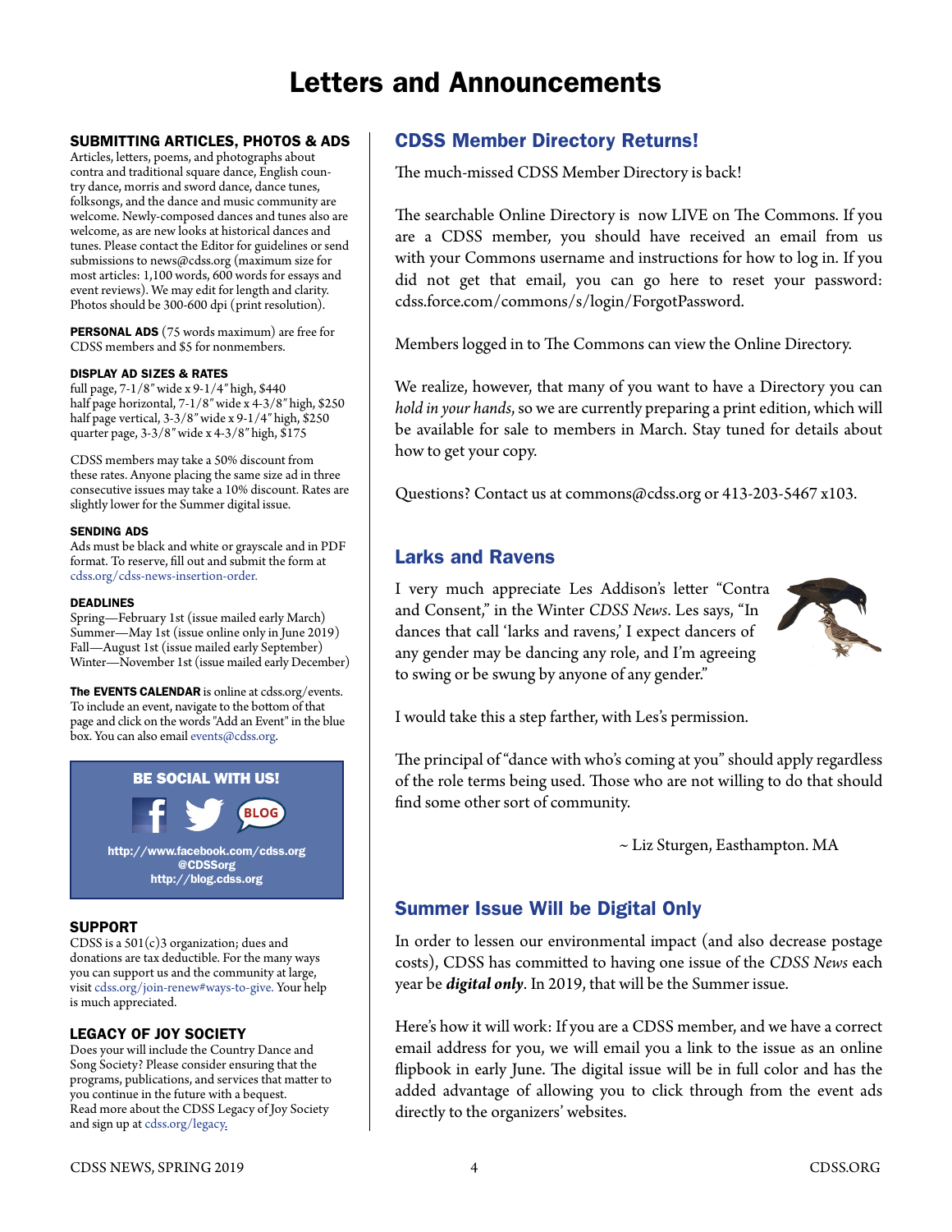# Letters and Announcements

### SUBMITTING ARTICLES, PHOTOS & ADS

Articles, letters, poems, and photographs about contra and traditional square dance, English country dance, morris and sword dance, dance tunes, folksongs, and the dance and music community are welcome. Newly-composed dances and tunes also are welcome, as are new looks at historical dances and tunes. Please contact the Editor for guidelines or send submissions to news@cdss.org (maximum size for most articles: 1,100 words, 600 words for essays and event reviews). We may edit for length and clarity. Photos should be 300-600 dpi (print resolution).

**PERSONAL ADS** (75 words maximum) are free for CDSS members and $5 for nonmembers.

#### DISPLAY AD SIZES & RATES

full page, 7-1/8″ wide x 9-1/4″ high, $440
half page horizontal, 7-1/8″ wide x 4-3/8″ high, $250
half page vertical, 3-3/8″ wide x 9-1/4″ high, $250
quarter page, 3-3/8″ wide x 4-3/8″ high, $175

CDSS members may take a 50% discount from these rates. Anyone placing the same size ad in three consecutive issues may take a 10% discount. Rates are slightly lower for the Summer digital issue.

#### SENDING ADS

Ads must be black and white or grayscale and in PDF format. To reserve, fill out and submit the form at cdss.org/cdss-news-insertion-order.

#### DEADLINES

Spring—February 1st (issue mailed early March)
Summer—May 1st (issue online only in June 2019)
Fall—August 1st (issue mailed early September)
Winter—November 1st (issue mailed early December)

**The EVENTS CALENDAR** is online at cdss.org/events. To include an event, navigate to the bottom of that page and click on the words "Add an Event" in the blue box. You can also email events@cdss.org.

**BE SOCIAL WITH US!**

http://www.facebook.com/cdss.org
@CDSSorg
http://blog.cdss.org

### SUPPORT

CDSS is a 501(c)3 organization; dues and donations are tax deductible. For the many ways you can support us and the community at large, visit cdss.org/join-renew#ways-to-give. Your help is much appreciated.

### LEGACY OF JOY SOCIETY

Does your will include the Country Dance and Song Society? Please consider ensuring that the programs, publications, and services that matter to you continue in the future with a bequest. Read more about the CDSS Legacy of Joy Society and sign up at cdss.org/legacy.

## CDSS Member Directory Returns!

The much-missed CDSS Member Directory is back!

The searchable Online Directory is now LIVE on The Commons. If you are a CDSS member, you should have received an email from us with your Commons username and instructions for how to log in. If you did not get that email, you can go here to reset your password: cdss.force.com/commons/s/login/ForgotPassword.

Members logged in to The Commons can view the Online Directory.

We realize, however, that many of you want to have a Directory you can *hold in your hands*, so we are currently preparing a print edition, which will be available for sale to members in March. Stay tuned for details about how to get your copy.

Questions? Contact us at commons@cdss.org or 413-203-5467 x103.

## Larks and Ravens

I very much appreciate Les Addison's letter "Contra and Consent," in the Winter *CDSS News*. Les says, "In dances that call 'larks and ravens,' I expect dancers of any gender may be dancing any role, and I'm agreeing to swing or be swung by anyone of any gender."

I would take this a step farther, with Les's permission.

The principal of "dance with who's coming at you" should apply regardless of the role terms being used. Those who are not willing to do that should find some other sort of community.

~ Liz Sturgen, Easthampton. MA

## Summer Issue Will be Digital Only

In order to lessen our environmental impact (and also decrease postage costs), CDSS has committed to having one issue of the *CDSS News* each year be ***digital only***. In 2019, that will be the Summer issue.

Here's how it will work: If you are a CDSS member, and we have a correct email address for you, we will email you a link to the issue as an online flipbook in early June. The digital issue will be in full color and has the added advantage of allowing you to click through from the event ads directly to the organizers' websites.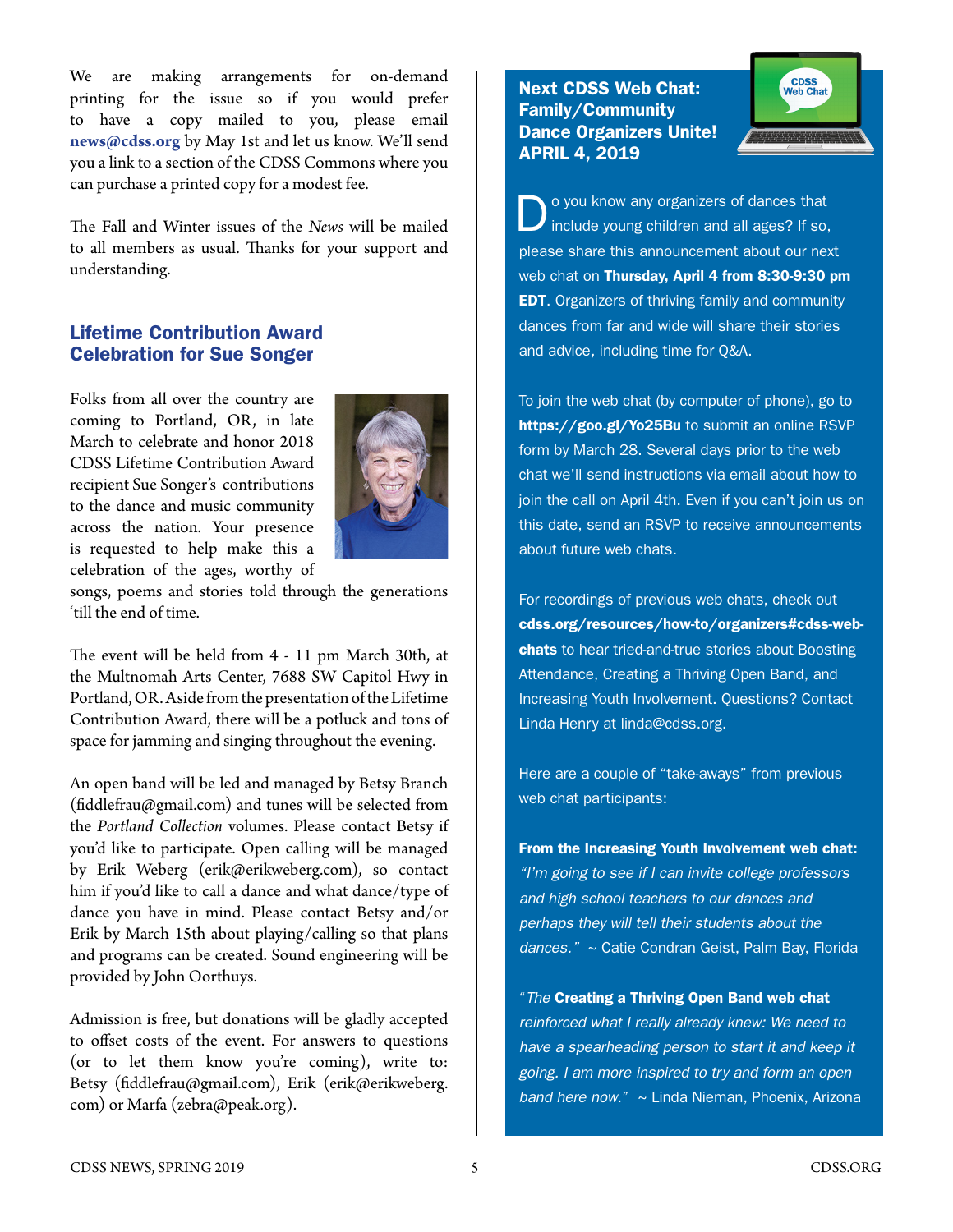We are making arrangements for on-demand printing for the issue so if you would prefer to have a copy mailed to you, please email **news@cdss.org** by May 1st and let us know. We'll send you a link to a section of the CDSS Commons where you can purchase a printed copy for a modest fee.

The Fall and Winter issues of the *News* will be mailed to all members as usual. Thanks for your support and understanding.

## Lifetime Contribution Award Celebration for Sue Songer

Folks from all over the country are coming to Portland, OR, in late March to celebrate and honor 2018 CDSS Lifetime Contribution Award recipient Sue Songer's contributions to the dance and music community across the nation. Your presence is requested to help make this a celebration of the ages, worthy of songs, poems and stories told through the generations 'till the end of time.

The event will be held from 4 - 11 pm March 30th, at the Multnomah Arts Center, 7688 SW Capitol Hwy in Portland, OR. Aside from the presentation of the Lifetime Contribution Award, there will be a potluck and tons of space for jamming and singing throughout the evening.

An open band will be led and managed by Betsy Branch (fiddlefrau@gmail.com) and tunes will be selected from the *Portland Collection* volumes. Please contact Betsy if you'd like to participate. Open calling will be managed by Erik Weberg (erik@erikweberg.com), so contact him if you'd like to call a dance and what dance/type of dance you have in mind. Please contact Betsy and/or Erik by March 15th about playing/calling so that plans and programs can be created. Sound engineering will be provided by John Oorthuys.

Admission is free, but donations will be gladly accepted to offset costs of the event. For answers to questions (or to let them know you're coming), write to: Betsy (fiddlefrau@gmail.com), Erik (erik@erikweberg.com) or Marfa (zebra@peak.org).

## Next CDSS Web Chat: Family/Community Dance Organizers Unite! APRIL 4, 2019

Do you know any organizers of dances that include young children and all ages? If so, please share this announcement about our next web chat on **Thursday, April 4 from 8:30-9:30 pm EDT**. Organizers of thriving family and community dances from far and wide will share their stories and advice, including time for Q&A.

To join the web chat (by computer of phone), go to **https://goo.gl/Yo25Bu** to submit an online RSVP form by March 28. Several days prior to the web chat we'll send instructions via email about how to join the call on April 4th. Even if you can't join us on this date, send an RSVP to receive announcements about future web chats.

For recordings of previous web chats, check out **cdss.org/resources/how-to/organizers#cdss-web-chats** to hear tried-and-true stories about Boosting Attendance, Creating a Thriving Open Band, and Increasing Youth Involvement. Questions? Contact Linda Henry at linda@cdss.org.

Here are a couple of "take-aways" from previous web chat participants:

**From the Increasing Youth Involvement web chat:** *"I'm going to see if I can invite college professors and high school teachers to our dances and perhaps they will tell their students about the dances."* ~ Catie Condran Geist, Palm Bay, Florida

*"The* **Creating a Thriving Open Band web chat** *reinforced what I really already knew: We need to have a spearheading person to start it and keep it going. I am more inspired to try and form an open band here now."* ~ Linda Nieman, Phoenix, Arizona